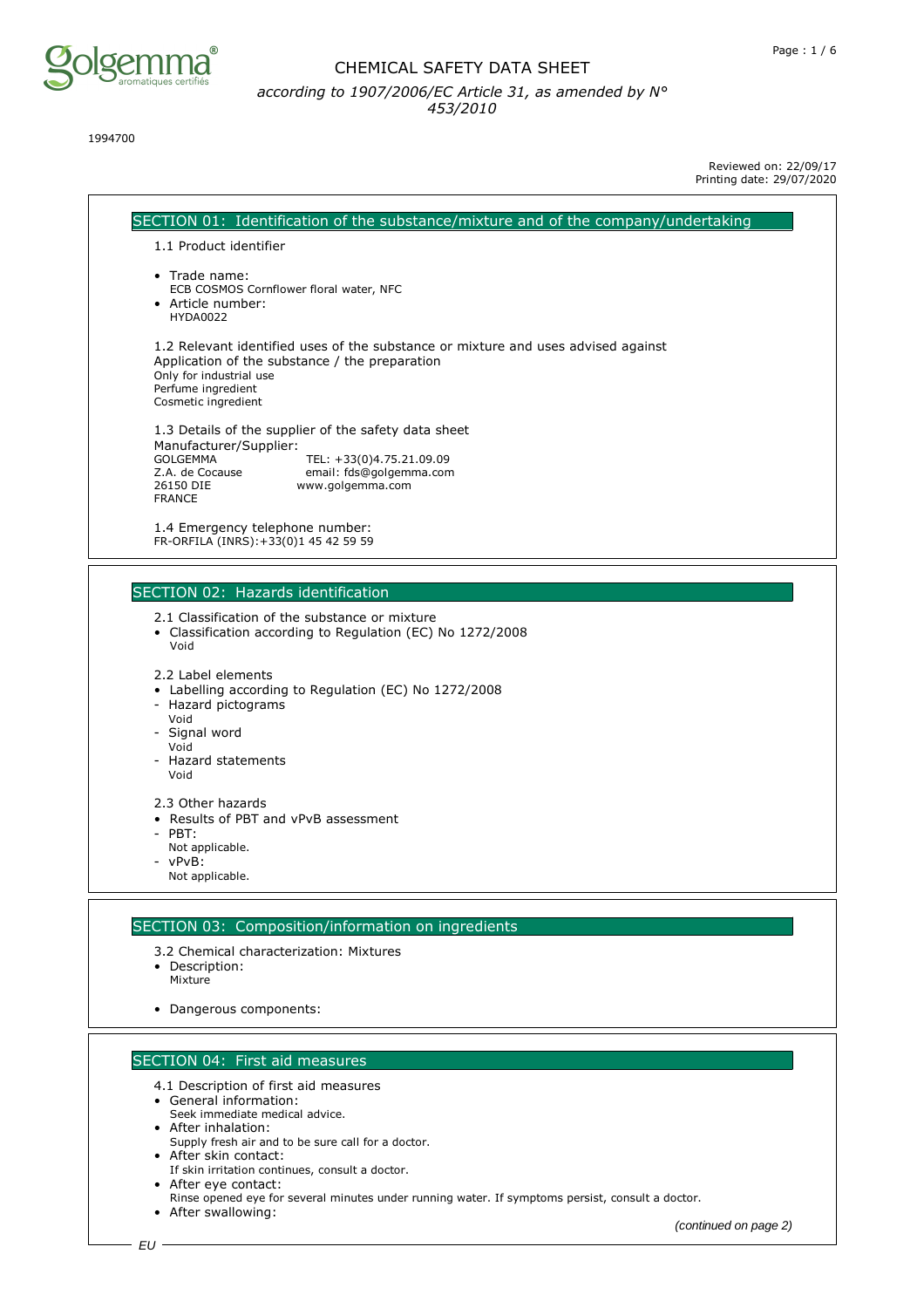# CHEMICAL SAFETY DATA SHEET

*according to 1907/2006/EC Article 31, as amended by N° 453/2010*

1994700

Reviewed on: 22/09/17
Printing date: 29/07/2020

## SECTION 01: Identification of the substance/mixture and of the company/undertaking

1.1 Product identifier

- Trade name:
  ECB COSMOS Cornflower floral water, NFC
- Article number:
  HYDA0022

1.2 Relevant identified uses of the substance or mixture and uses advised against
Application of the substance / the preparation
Only for industrial use
Perfume ingredient
Cosmetic ingredient

1.3 Details of the supplier of the safety data sheet
Manufacturer/Supplier:
GOLGEMMA
Z.A. de Cocause
26150 DIE
FRANCE

TEL: +33(0)4.75.21.09.09
email: fds@golgemma.com
www.golgemma.com

1.4 Emergency telephone number:
FR-ORFILA (INRS):+33(0)1 45 42 59 59

## SECTION 02: Hazards identification

2.1 Classification of the substance or mixture
- Classification according to Regulation (EC) No 1272/2008
  Void

2.2 Label elements
- Labelling according to Regulation (EC) No 1272/2008
- Hazard pictograms
  Void
- Signal word
  Void
- Hazard statements
  Void

2.3 Other hazards
- Results of PBT and vPvB assessment
- PBT:
  Not applicable.
- vPvB:
  Not applicable.

## SECTION 03: Composition/information on ingredients

3.2 Chemical characterization: Mixtures
- Description:
  Mixture
- Dangerous components:

## SECTION 04: First aid measures

4.1 Description of first aid measures
- General information:
  Seek immediate medical advice.
- After inhalation:
  Supply fresh air and to be sure call for a doctor.
- After skin contact:
  If skin irritation continues, consult a doctor.
- After eye contact:
  Rinse opened eye for several minutes under running water. If symptoms persist, consult a doctor.
- After swallowing:

*(continued on page 2)*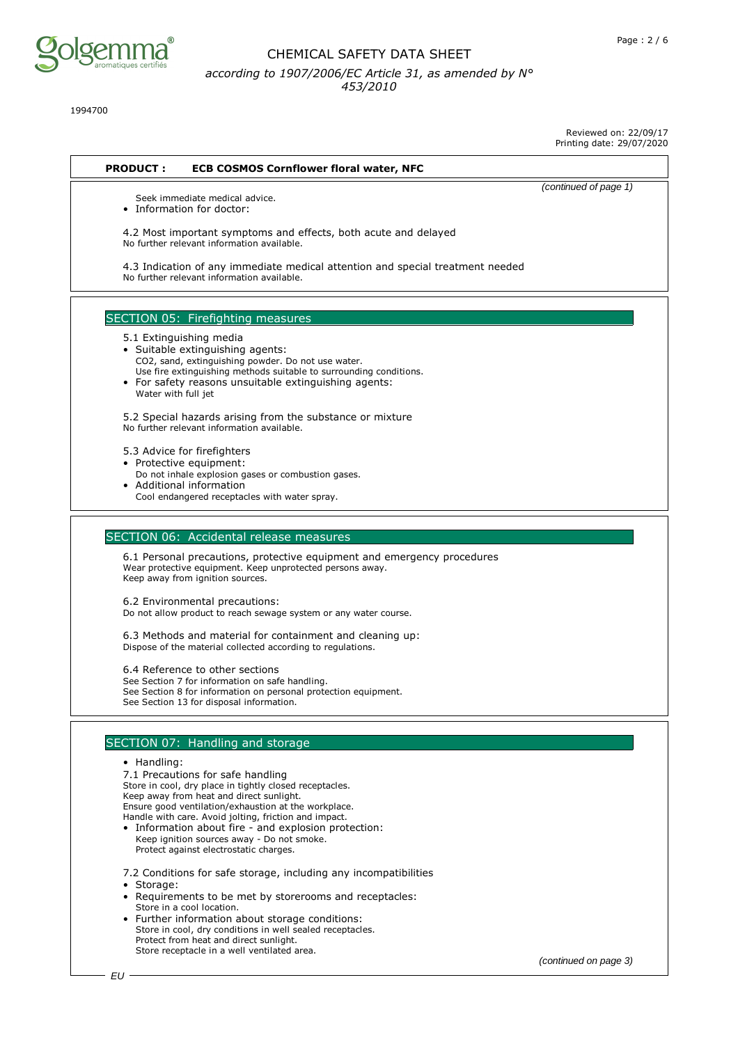**PRODUCT : ECB COSMOS Cornflower floral water, NFC**

*(continued of page 1)*

Seek immediate medical advice.

- Information for doctor:

4.2 Most important symptoms and effects, both acute and delayed
No further relevant information available.

4.3 Indication of any immediate medical attention and special treatment needed
No further relevant information available.

## SECTION 05: Firefighting measures

5.1 Extinguishing media

- Suitable extinguishing agents:
  $CO_2$, sand, extinguishing powder. Do not use water.
  Use fire extinguishing methods suitable to surrounding conditions.
- For safety reasons unsuitable extinguishing agents:
  Water with full jet

5.2 Special hazards arising from the substance or mixture
No further relevant information available.

5.3 Advice for firefighters

- Protective equipment:
  Do not inhale explosion gases or combustion gases.
- Additional information
  Cool endangered receptacles with water spray.

## SECTION 06: Accidental release measures

6.1 Personal precautions, protective equipment and emergency procedures
Wear protective equipment. Keep unprotected persons away.
Keep away from ignition sources.

6.2 Environmental precautions:
Do not allow product to reach sewage system or any water course.

6.3 Methods and material for containment and cleaning up:
Dispose of the material collected according to regulations.

6.4 Reference to other sections
See Section 7 for information on safe handling.
See Section 8 for information on personal protection equipment.
See Section 13 for disposal information.

## SECTION 07: Handling and storage

- Handling:

7.1 Precautions for safe handling
Store in cool, dry place in tightly closed receptacles.
Keep away from heat and direct sunlight.
Ensure good ventilation/exhaustion at the workplace.
Handle with care. Avoid jolting, friction and impact.

- Information about fire - and explosion protection:
  Keep ignition sources away - Do not smoke.
  Protect against electrostatic charges.

7.2 Conditions for safe storage, including any incompatibilities

- Storage:
- Requirements to be met by storerooms and receptacles:
  Store in a cool location.
- Further information about storage conditions:
  Store in cool, dry conditions in well sealed receptacles.
  Protect from heat and direct sunlight.
  Store receptacle in a well ventilated area.

*(continued on page 3)*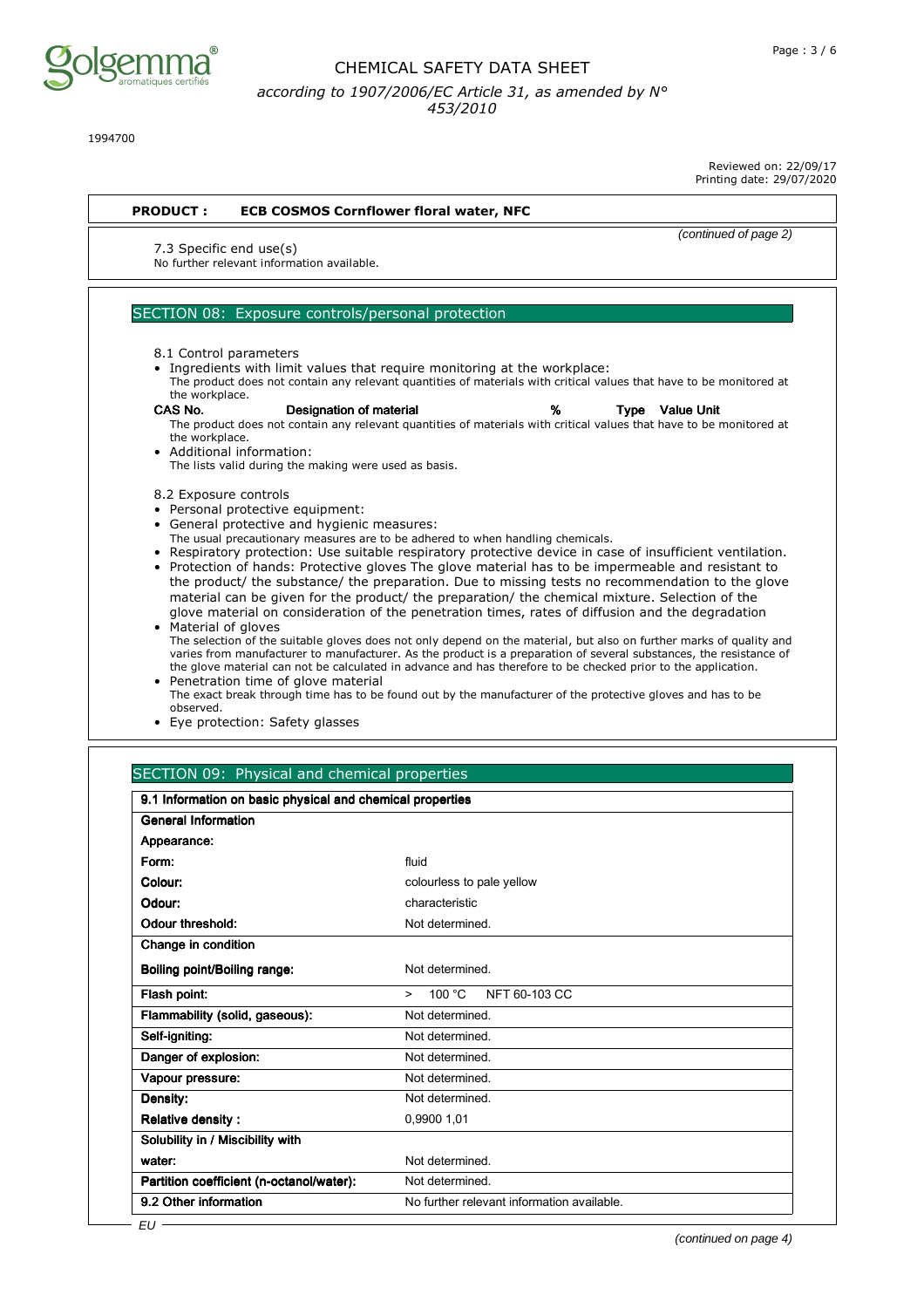1994700

Reviewed on: 22/09/17
Printing date: 29/07/2020

**PRODUCT : ECB COSMOS Cornflower floral water, NFC**

*(continued of page 2)*

7.3 Specific end use(s)
No further relevant information available.

## SECTION 08: Exposure controls/personal protection

8.1 Control parameters

- Ingredients with limit values that require monitoring at the workplace:
  The product does not contain any relevant quantities of materials with critical values that have to be monitored at the workplace.

| CAS No. | Designation of material | % | Type | Value Unit |
|---|---|---|---|---|

The product does not contain any relevant quantities of materials with critical values that have to be monitored at the workplace.

- Additional information:
  The lists valid during the making were used as basis.

8.2 Exposure controls

- Personal protective equipment:
- General protective and hygienic measures:
  The usual precautionary measures are to be adhered to when handling chemicals.
- Respiratory protection: Use suitable respiratory protective device in case of insufficient ventilation.
- Protection of hands: Protective gloves The glove material has to be impermeable and resistant to the product/ the substance/ the preparation. Due to missing tests no recommendation to the glove material can be given for the product/ the preparation/ the chemical mixture. Selection of the glove material on consideration of the penetration times, rates of diffusion and the degradation
- Material of gloves
  The selection of the suitable gloves does not only depend on the material, but also on further marks of quality and varies from manufacturer to manufacturer. As the product is a preparation of several substances, the resistance of the glove material can not be calculated in advance and has therefore to be checked prior to the application.
- Penetration time of glove material
  The exact break through time has to be found out by the manufacturer of the protective gloves and has to be observed.
- Eye protection: Safety glasses

## SECTION 09: Physical and chemical properties

| 9.1 Information on basic physical and chemical properties | |
|---|---|
| **General Information** | |
| **Appearance:** | |
| **Form:** | fluid |
| **Colour:** | colourless to pale yellow |
| **Odour:** | characteristic |
| **Odour threshold:** | Not determined. |
| **Change in condition** | |
| **Boiling point/Boiling range:** | Not determined. |
| **Flash point:** | > 100 °C NFT 60-103 CC |
| **Flammability (solid, gaseous):** | Not determined. |
| **Self-igniting:** | Not determined. |
| **Danger of explosion:** | Not determined. |
| **Vapour pressure:** | Not determined. |
| **Density:** | Not determined. |
| **Relative density :** | 0,9900 1,01 |
| **Solubility in / Miscibility with** | |
| **water:** | Not determined. |
| **Partition coefficient (n-octanol/water):** | Not determined. |
| **9.2 Other information** | No further relevant information available. |

EU

*(continued on page 4)*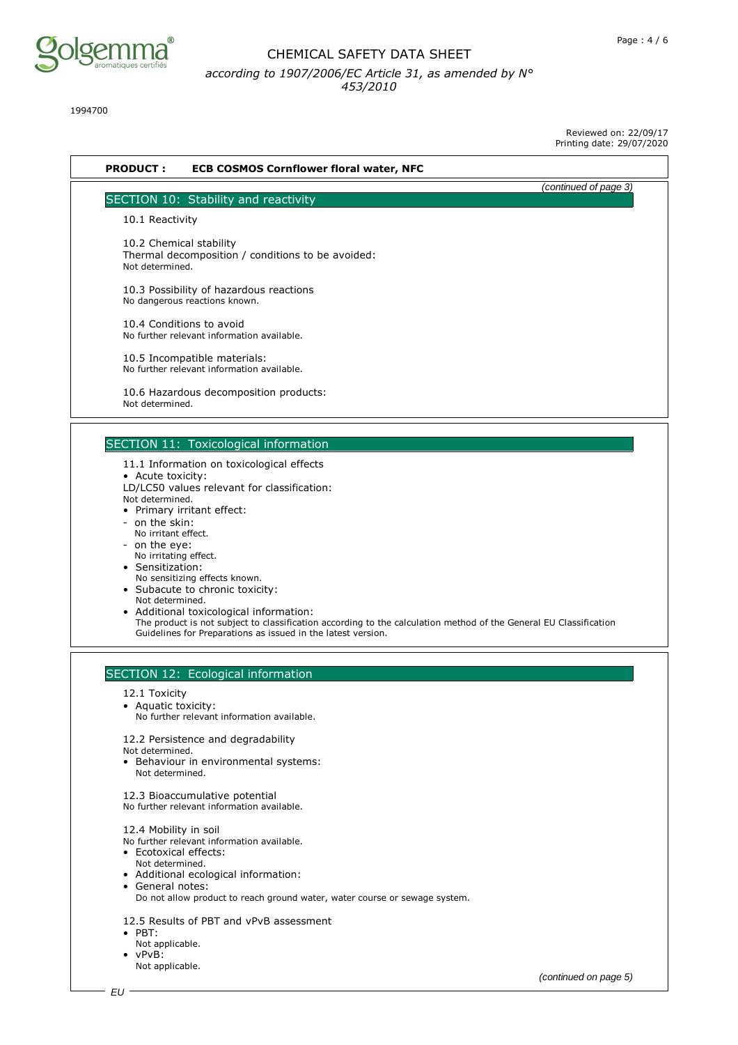**PRODUCT : ECB COSMOS Cornflower floral water, NFC**

*(continued of page 3)*

## SECTION 10: Stability and reactivity

10.1 Reactivity

10.2 Chemical stability
Thermal decomposition / conditions to be avoided:
Not determined.

10.3 Possibility of hazardous reactions
No dangerous reactions known.

10.4 Conditions to avoid
No further relevant information available.

10.5 Incompatible materials:
No further relevant information available.

10.6 Hazardous decomposition products:
Not determined.

## SECTION 11: Toxicological information

11.1 Information on toxicological effects

- Acute toxicity:

LD/LC50 values relevant for classification:
Not determined.

- Primary irritant effect:
  - on the skin:
    No irritant effect.
  - on the eye:
    No irritating effect.
- Sensitization:
  No sensitizing effects known.
- Subacute to chronic toxicity:
  Not determined.
- Additional toxicological information:
  The product is not subject to classification according to the calculation method of the General EU Classification Guidelines for Preparations as issued in the latest version.

## SECTION 12: Ecological information

12.1 Toxicity

- Aquatic toxicity:
  No further relevant information available.

12.2 Persistence and degradability
Not determined.

- Behaviour in environmental systems:
  Not determined.

12.3 Bioaccumulative potential
No further relevant information available.

12.4 Mobility in soil
No further relevant information available.

- Ecotoxical effects:
  Not determined.
- Additional ecological information:
- General notes:
  Do not allow product to reach ground water, water course or sewage system.

12.5 Results of PBT and vPvB assessment

- PBT:
  Not applicable.
- vPvB:
  Not applicable.

*(continued on page 5)*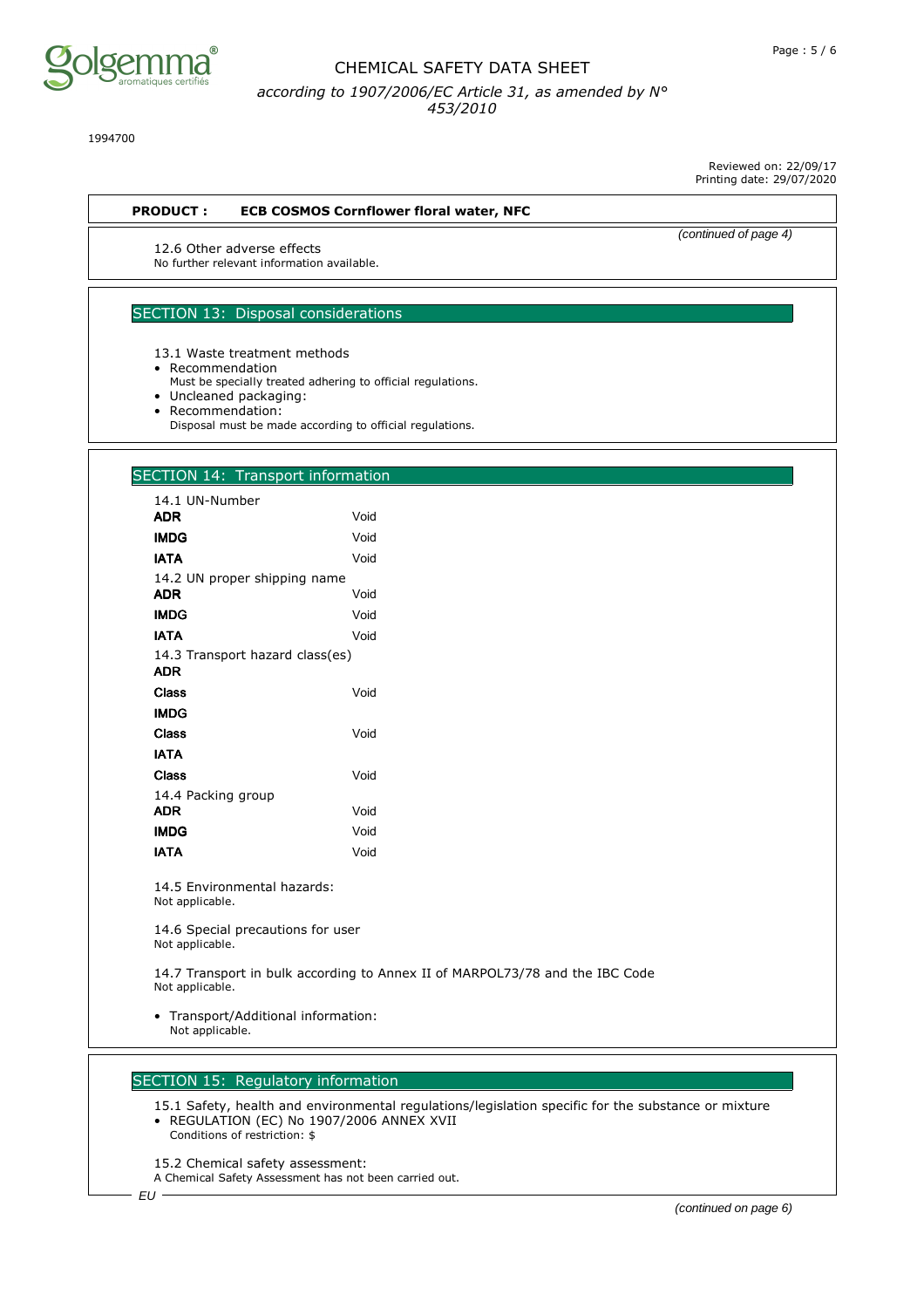**PRODUCT : ECB COSMOS Cornflower floral water, NFC**

*(continued of page 4)*

12.6 Other adverse effects
No further relevant information available.

## SECTION 13: Disposal considerations

13.1 Waste treatment methods

- Recommendation
  Must be specially treated adhering to official regulations.
- Uncleaned packaging:
- Recommendation:
  Disposal must be made according to official regulations.

## SECTION 14: Transport information

14.1 UN-Number

| | |
|---|---|
| **ADR** | Void |
| **IMDG** | Void |
| **IATA** | Void |

14.2 UN proper shipping name

| | |
|---|---|
| **ADR** | Void |
| **IMDG** | Void |
| **IATA** | Void |

14.3 Transport hazard class(es)

| | |
|---|---|
| **ADR** | |
| **Class** | Void |
| **IMDG** | |
| **Class** | Void |
| **IATA** | |
| **Class** | Void |

14.4 Packing group

| | |
|---|---|
| **ADR** | Void |
| **IMDG** | Void |
| **IATA** | Void |

14.5 Environmental hazards:
Not applicable.

14.6 Special precautions for user
Not applicable.

14.7 Transport in bulk according to Annex II of MARPOL73/78 and the IBC Code
Not applicable.

- Transport/Additional information:
  Not applicable.

## SECTION 15: Regulatory information

15.1 Safety, health and environmental regulations/legislation specific for the substance or mixture

- REGULATION (EC) No 1907/2006 ANNEX XVII
  Conditions of restriction: $

15.2 Chemical safety assessment:
A Chemical Safety Assessment has not been carried out.

*(continued on page 6)*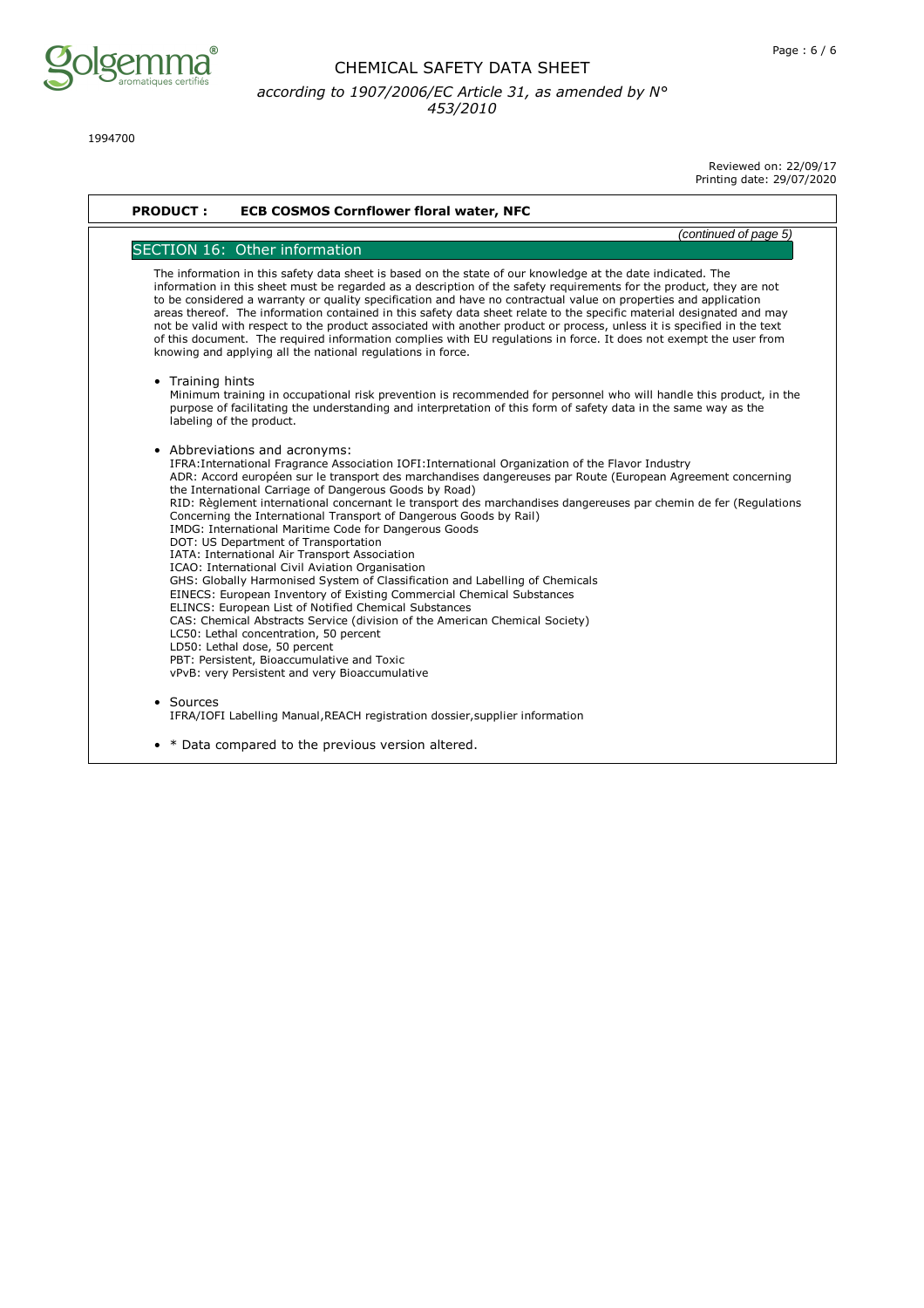1994700

Reviewed on: 22/09/17
Printing date: 29/07/2020

**PRODUCT : ECB COSMOS Cornflower floral water, NFC**

*(continued of page 5)*

## SECTION 16: Other information

The information in this safety data sheet is based on the state of our knowledge at the date indicated. The information in this sheet must be regarded as a description of the safety requirements for the product, they are not to be considered a warranty or quality specification and have no contractual value on properties and application areas thereof. The information contained in this safety data sheet relate to the specific material designated and may not be valid with respect to the product associated with another product or process, unless it is specified in the text of this document. The required information complies with EU regulations in force. It does not exempt the user from knowing and applying all the national regulations in force.

- Training hints
  Minimum training in occupational risk prevention is recommended for personnel who will handle this product, in the purpose of facilitating the understanding and interpretation of this form of safety data in the same way as the labeling of the product.

- Abbreviations and acronyms:
  IFRA:International Fragrance Association IOFI:International Organization of the Flavor Industry
  ADR: Accord européen sur le transport des marchandises dangereuses par Route (European Agreement concerning the International Carriage of Dangerous Goods by Road)
  RID: Règlement international concernant le transport des marchandises dangereuses par chemin de fer (Regulations Concerning the International Transport of Dangerous Goods by Rail)
  IMDG: International Maritime Code for Dangerous Goods
  DOT: US Department of Transportation
  IATA: International Air Transport Association
  ICAO: International Civil Aviation Organisation
  GHS: Globally Harmonised System of Classification and Labelling of Chemicals
  EINECS: European Inventory of Existing Commercial Chemical Substances
  ELINCS: European List of Notified Chemical Substances
  CAS: Chemical Abstracts Service (division of the American Chemical Society)
  LC50: Lethal concentration, 50 percent
  LD50: Lethal dose, 50 percent
  PBT: Persistent, Bioaccumulative and Toxic
  vPvB: very Persistent and very Bioaccumulative

- Sources
  IFRA/IOFI Labelling Manual,REACH registration dossier,supplier information

- * Data compared to the previous version altered.